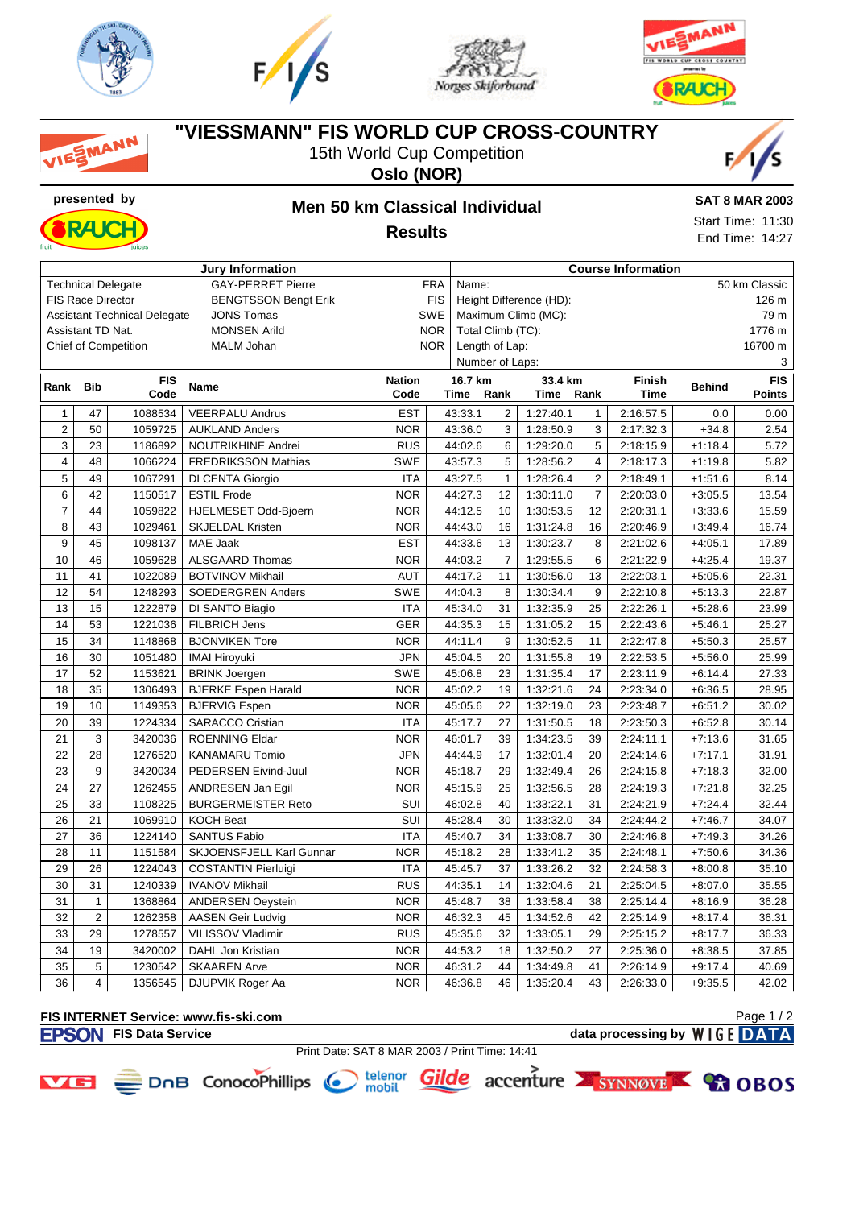# "VIESSMANN" FIS WORLD CUP CROSS-COUNTRY

15th World Cup Competition

**Oslo (NOR)**

presented by

## Men 50 km Classical Individual

### Results

**SAT 8 MAR 2003**

Start Time: 11:30

End Time: 14:27

| Jury Information | | |
|---|---|---|
| Technical Delegate | GAY-PERRET Pierre | FRA |
| FIS Race Director | BENGTSSON Bengt Erik | FIS |
| Assistant Technical Delegate | JONS Tomas | SWE |
| Assistant TD Nat. | MONSEN Arild | NOR |
| Chief of Competition | MALM Johan | NOR |

| Course Information | |
|---|---|
| Name: | 50 km Classic |
| Height Difference (HD): | 126 m |
| Maximum Climb (MC): | 79 m |
| Total Climb (TC): | 1776 m |
| Length of Lap: | 16700 m |
| Number of Laps: | 3 |

| Rank | Bib | FIS Code | Name | Nation Code | 16.7 km Time | 16.7 km Rank | 33.4 km Time | 33.4 km Rank | Finish Time | Behind | FIS Points |
|---|---|---|---|---|---|---|---|---|---|---|---|
| 1 | 47 | 1088534 | VEERPALU Andrus | EST | 43:33.1 | 2 | 1:27:40.1 | 1 | 2:16:57.5 | 0.0 | 0.00 |
| 2 | 50 | 1059725 | AUKLAND Anders | NOR | 43:36.0 | 3 | 1:28:50.9 | 3 | 2:17:32.3 | +34.8 | 2.54 |
| 3 | 23 | 1186892 | NOUTRIKHINE Andrei | RUS | 44:02.6 | 6 | 1:29:20.0 | 5 | 2:18:15.9 | +1:18.4 | 5.72 |
| 4 | 48 | 1066224 | FREDRIKSSON Mathias | SWE | 43:57.3 | 5 | 1:28:56.2 | 4 | 2:18:17.3 | +1:19.8 | 5.82 |
| 5 | 49 | 1067291 | DI CENTA Giorgio | ITA | 43:27.5 | 1 | 1:28:26.4 | 2 | 2:18:49.1 | +1:51.6 | 8.14 |
| 6 | 42 | 1150517 | ESTIL Frode | NOR | 44:27.3 | 12 | 1:30:11.0 | 7 | 2:20:03.0 | +3:05.5 | 13.54 |
| 7 | 44 | 1059822 | HJELMESET Odd-Bjoern | NOR | 44:12.5 | 10 | 1:30:53.5 | 12 | 2:20:31.1 | +3:33.6 | 15.59 |
| 8 | 43 | 1029461 | SKJELDAL Kristen | NOR | 44:43.0 | 16 | 1:31:24.8 | 16 | 2:20:46.9 | +3:49.4 | 16.74 |
| 9 | 45 | 1098137 | MAE Jaak | EST | 44:33.6 | 13 | 1:30:23.7 | 8 | 2:21:02.6 | +4:05.1 | 17.89 |
| 10 | 46 | 1059628 | ALSGAARD Thomas | NOR | 44:03.2 | 7 | 1:29:55.5 | 6 | 2:21:22.9 | +4:25.4 | 19.37 |
| 11 | 41 | 1022089 | BOTVINOV Mikhail | AUT | 44:17.2 | 11 | 1:30:56.0 | 13 | 2:22:03.1 | +5:05.6 | 22.31 |
| 12 | 54 | 1248293 | SOEDERGREN Anders | SWE | 44:04.3 | 8 | 1:30:34.4 | 9 | 2:22:10.8 | +5:13.3 | 22.87 |
| 13 | 15 | 1222879 | DI SANTO Biagio | ITA | 45:34.0 | 31 | 1:32:35.9 | 25 | 2:22:26.1 | +5:28.6 | 23.99 |
| 14 | 53 | 1221036 | FILBRICH Jens | GER | 44:35.3 | 15 | 1:31:05.2 | 15 | 2:22:43.6 | +5:46.1 | 25.27 |
| 15 | 34 | 1148868 | BJONVIKEN Tore | NOR | 44:11.4 | 9 | 1:30:52.5 | 11 | 2:22:47.8 | +5:50.3 | 25.57 |
| 16 | 30 | 1051480 | IMAI Hiroyuki | JPN | 45:04.5 | 20 | 1:31:55.8 | 19 | 2:22:53.5 | +5:56.0 | 25.99 |
| 17 | 52 | 1153621 | BRINK Joergen | SWE | 45:06.8 | 23 | 1:31:35.4 | 17 | 2:23:11.9 | +6:14.4 | 27.33 |
| 18 | 35 | 1306493 | BJERKE Espen Harald | NOR | 45:02.2 | 19 | 1:32:21.6 | 24 | 2:23:34.0 | +6:36.5 | 28.95 |
| 19 | 10 | 1149353 | BJERVIG Espen | NOR | 45:05.6 | 22 | 1:32:19.0 | 23 | 2:23:48.7 | +6:51.2 | 30.02 |
| 20 | 39 | 1224334 | SARACCO Cristian | ITA | 45:17.7 | 27 | 1:31:50.5 | 18 | 2:23:50.3 | +6:52.8 | 30.14 |
| 21 | 3 | 3420036 | ROENNING Eldar | NOR | 46:01.7 | 39 | 1:34:23.5 | 39 | 2:24:11.1 | +7:13.6 | 31.65 |
| 22 | 28 | 1276520 | KANAMARU Tomio | JPN | 44:44.9 | 17 | 1:32:01.4 | 20 | 2:24:14.6 | +7:17.1 | 31.91 |
| 23 | 9 | 3420034 | PEDERSEN Eivind-Juul | NOR | 45:18.7 | 29 | 1:32:49.4 | 26 | 2:24:15.8 | +7:18.3 | 32.00 |
| 24 | 27 | 1262455 | ANDRESEN Jan Egil | NOR | 45:15.9 | 25 | 1:32:56.5 | 28 | 2:24:19.3 | +7:21.8 | 32.25 |
| 25 | 33 | 1108225 | BURGERMEISTER Reto | SUI | 46:02.8 | 40 | 1:33:22.1 | 31 | 2:24:21.9 | +7:24.4 | 32.44 |
| 26 | 21 | 1069910 | KOCH Beat | SUI | 45:28.4 | 30 | 1:33:32.0 | 34 | 2:24:44.2 | +7:46.7 | 34.07 |
| 27 | 36 | 1224140 | SANTUS Fabio | ITA | 45:40.7 | 34 | 1:33:08.7 | 30 | 2:24:46.8 | +7:49.3 | 34.26 |
| 28 | 11 | 1151584 | SKJOENSFJELL Karl Gunnar | NOR | 45:18.2 | 28 | 1:33:41.2 | 35 | 2:24:48.1 | +7:50.6 | 34.36 |
| 29 | 26 | 1224043 | COSTANTIN Pierluigi | ITA | 45:45.7 | 37 | 1:33:26.2 | 32 | 2:24:58.3 | +8:00.8 | 35.10 |
| 30 | 31 | 1240339 | IVANOV Mikhail | RUS | 44:35.1 | 14 | 1:32:04.6 | 21 | 2:25:04.5 | +8:07.0 | 35.55 |
| 31 | 1 | 1368864 | ANDERSEN Oeystein | NOR | 45:48.7 | 38 | 1:33:58.4 | 38 | 2:25:14.4 | +8:16.9 | 36.28 |
| 32 | 2 | 1262358 | AASEN Geir Ludvig | NOR | 46:32.3 | 45 | 1:34:52.6 | 42 | 2:25:14.9 | +8:17.4 | 36.31 |
| 33 | 29 | 1278557 | VILISSOV Vladimir | RUS | 45:35.6 | 32 | 1:33:05.1 | 29 | 2:25:15.2 | +8:17.7 | 36.33 |
| 34 | 19 | 3420002 | DAHL Jon Kristian | NOR | 44:53.2 | 18 | 1:32:50.2 | 27 | 2:25:36.0 | +8:38.5 | 37.85 |
| 35 | 5 | 1230542 | SKAAREN Arve | NOR | 46:31.2 | 44 | 1:34:49.8 | 41 | 2:26:14.9 | +9:17.4 | 40.69 |
| 36 | 4 | 1356545 | DJUPVIK Roger Aa | NOR | 46:36.8 | 46 | 1:35:20.4 | 43 | 2:26:33.0 | +9:35.5 | 42.02 |

**FIS INTERNET Service: www.fis-ski.com**

**EPSON FIS Data Service** — **data processing by WIGE DATA**

Print Date: SAT 8 MAR 2003 / Print Time: 14:41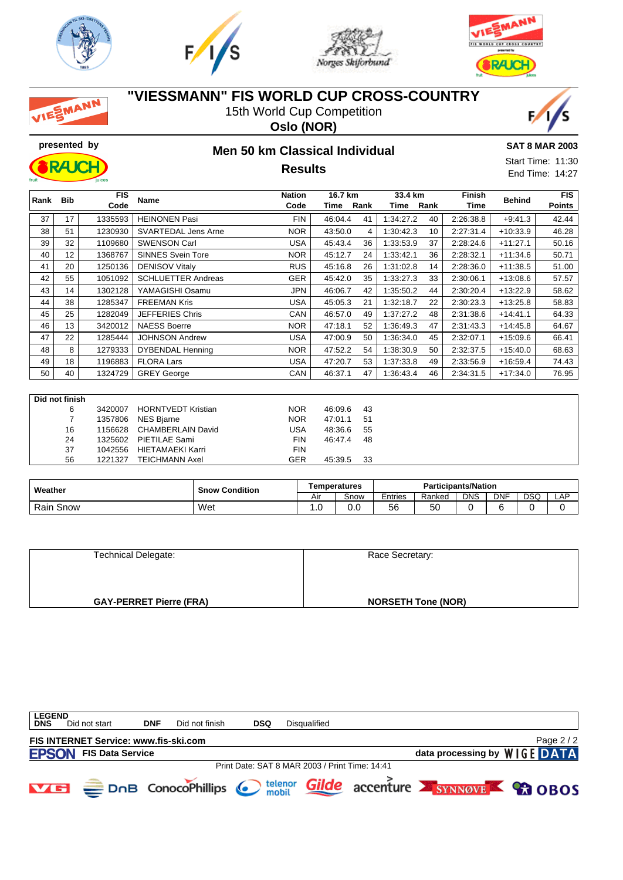# "VIESSMANN" FIS WORLD CUP CROSS-COUNTRY

15th World Cup Competition

**Oslo (NOR)**

presented by

## Men 50 km Classical Individual

### Results

**SAT 8 MAR 2003**

Start Time: 11:30

End Time: 14:27

| Rank | Bib | FIS Code | Name | Nation Code | 16.7 km Time | 16.7 km Rank | 33.4 km Time | 33.4 km Rank | Finish Time | Behind | FIS Points |
|---|---|---|---|---|---|---|---|---|---|---|---|
| 37 | 17 | 1335593 | HEINONEN Pasi | FIN | 46:04.4 | 41 | 1:34:27.2 | 40 | 2:26:38.8 | +9:41.3 | 42.44 |
| 38 | 51 | 1230930 | SVARTEDAL Jens Arne | NOR | 43:50.0 | 4 | 1:30:42.3 | 10 | 2:27:31.4 | +10:33.9 | 46.28 |
| 39 | 32 | 1109680 | SWENSON Carl | USA | 45:43.4 | 36 | 1:33:53.9 | 37 | 2:28:24.6 | +11:27.1 | 50.16 |
| 40 | 12 | 1368767 | SINNES Svein Tore | NOR | 45:12.7 | 24 | 1:33:42.1 | 36 | 2:28:32.1 | +11:34.6 | 50.71 |
| 41 | 20 | 1250136 | DENISOV Vitaly | RUS | 45:16.8 | 26 | 1:31:02.8 | 14 | 2:28:36.0 | +11:38.5 | 51.00 |
| 42 | 55 | 1051092 | SCHLUETTER Andreas | GER | 45:42.0 | 35 | 1:33:27.3 | 33 | 2:30:06.1 | +13:08.6 | 57.57 |
| 43 | 14 | 1302128 | YAMAGISHI Osamu | JPN | 46:06.7 | 42 | 1:35:50.2 | 44 | 2:30:20.4 | +13:22.9 | 58.62 |
| 44 | 38 | 1285347 | FREEMAN Kris | USA | 45:05.3 | 21 | 1:32:18.7 | 22 | 2:30:23.3 | +13:25.8 | 58.83 |
| 45 | 25 | 1282049 | JEFFERIES Chris | CAN | 46:57.0 | 49 | 1:37:27.2 | 48 | 2:31:38.6 | +14:41.1 | 64.33 |
| 46 | 13 | 3420012 | NAESS Boerre | NOR | 47:18.1 | 52 | 1:36:49.3 | 47 | 2:31:43.3 | +14:45.8 | 64.67 |
| 47 | 22 | 1285444 | JOHNSON Andrew | USA | 47:00.9 | 50 | 1:36:34.0 | 45 | 2:32:07.1 | +15:09.6 | 66.41 |
| 48 | 8 | 1279333 | DYBENDAL Henning | NOR | 47:52.2 | 54 | 1:38:30.9 | 50 | 2:32:37.5 | +15:40.0 | 68.63 |
| 49 | 18 | 1196883 | FLORA Lars | USA | 47:20.7 | 53 | 1:37:33.8 | 49 | 2:33:56.9 | +16:59.4 | 74.43 |
| 50 | 40 | 1324729 | GREY George | CAN | 46:37.1 | 47 | 1:36:43.4 | 46 | 2:34:31.5 | +17:34.0 | 76.95 |

**Did not finish**

| Bib | FIS Code | Name | Nation Code | 16.7 km Time | 16.7 km Rank |
|---|---|---|---|---|---|
| 6 | 3420007 | HORNTVEDT Kristian | NOR | 46:09.6 | 43 |
| 7 | 1357806 | NES Bjarne | NOR | 47:01.1 | 51 |
| 16 | 1156628 | CHAMBERLAIN David | USA | 48:36.6 | 55 |
| 24 | 1325602 | PIETILAE Sami | FIN | 46:47.4 | 48 |
| 37 | 1042556 | HIETAMAEKI Karri | FIN | | |
| 56 | 1221327 | TEICHMANN Axel | GER | 45:39.5 | 33 |

| Weather | Snow Condition | Temperatures | | Participants/Nation | | | | | |
|---|---|---|---|---|---|---|---|---|---|
| | | Air | Snow | Entries | Ranked | DNS | DNF | DSQ | LAP |
| Rain Snow | Wet | 1.0 | 0.0 | 56 | 50 | 0 | 6 | 0 | 0 |

| Technical Delegate: | Race Secretary: |
|---|---|
| **GAY-PERRET Pierre (FRA)** | **NORSETH Tone (NOR)** |

**LEGEND**
**DNS** Did not start **DNF** Did not finish **DSQ** Disqualified

**FIS INTERNET Service: www.fis-ski.com**

**EPSON FIS Data Service** — **data processing by WIGE DATA**

Print Date: SAT 8 MAR 2003 / Print Time: 14:41